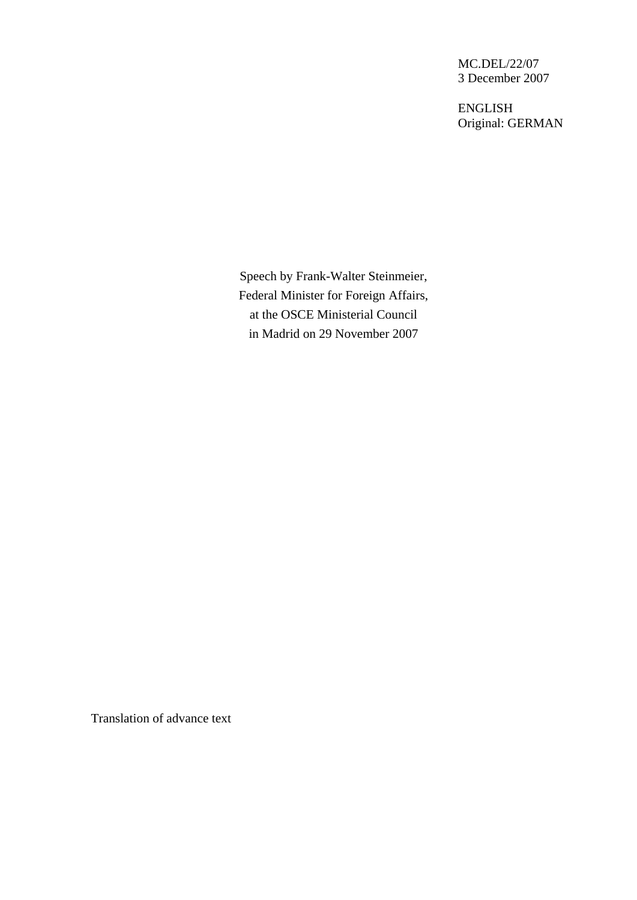MC.DEL/22/07
3 December 2007

ENGLISH
Original: GERMAN

Speech by Frank-Walter Steinmeier,
Federal Minister for Foreign Affairs,
at the OSCE Ministerial Council
in Madrid on 29 November 2007

Translation of advance text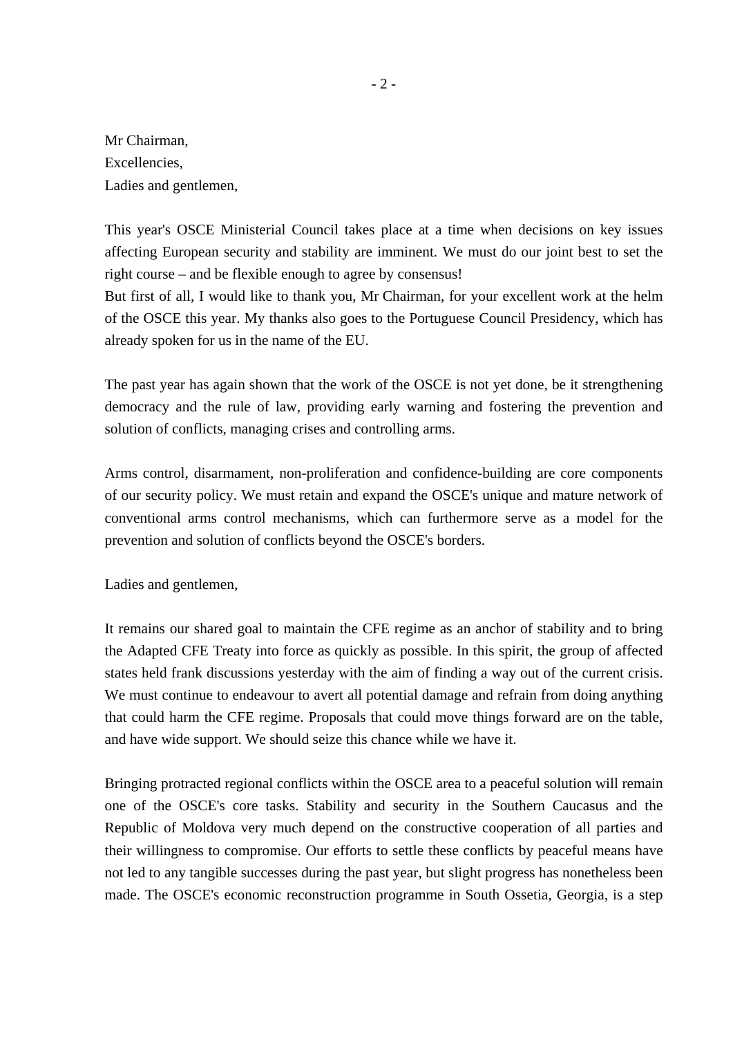Mr Chairman,
Excellencies,
Ladies and gentlemen,

This year's OSCE Ministerial Council takes place at a time when decisions on key issues affecting European security and stability are imminent. We must do our joint best to set the right course – and be flexible enough to agree by consensus!
But first of all, I would like to thank you, Mr Chairman, for your excellent work at the helm of the OSCE this year. My thanks also goes to the Portuguese Council Presidency, which has already spoken for us in the name of the EU.

The past year has again shown that the work of the OSCE is not yet done, be it strengthening democracy and the rule of law, providing early warning and fostering the prevention and solution of conflicts, managing crises and controlling arms.

Arms control, disarmament, non-proliferation and confidence-building are core components of our security policy. We must retain and expand the OSCE's unique and mature network of conventional arms control mechanisms, which can furthermore serve as a model for the prevention and solution of conflicts beyond the OSCE's borders.

Ladies and gentlemen,

It remains our shared goal to maintain the CFE regime as an anchor of stability and to bring the Adapted CFE Treaty into force as quickly as possible. In this spirit, the group of affected states held frank discussions yesterday with the aim of finding a way out of the current crisis. We must continue to endeavour to avert all potential damage and refrain from doing anything that could harm the CFE regime. Proposals that could move things forward are on the table, and have wide support. We should seize this chance while we have it.

Bringing protracted regional conflicts within the OSCE area to a peaceful solution will remain one of the OSCE's core tasks. Stability and security in the Southern Caucasus and the Republic of Moldova very much depend on the constructive cooperation of all parties and their willingness to compromise. Our efforts to settle these conflicts by peaceful means have not led to any tangible successes during the past year, but slight progress has nonetheless been made. The OSCE's economic reconstruction programme in South Ossetia, Georgia, is a step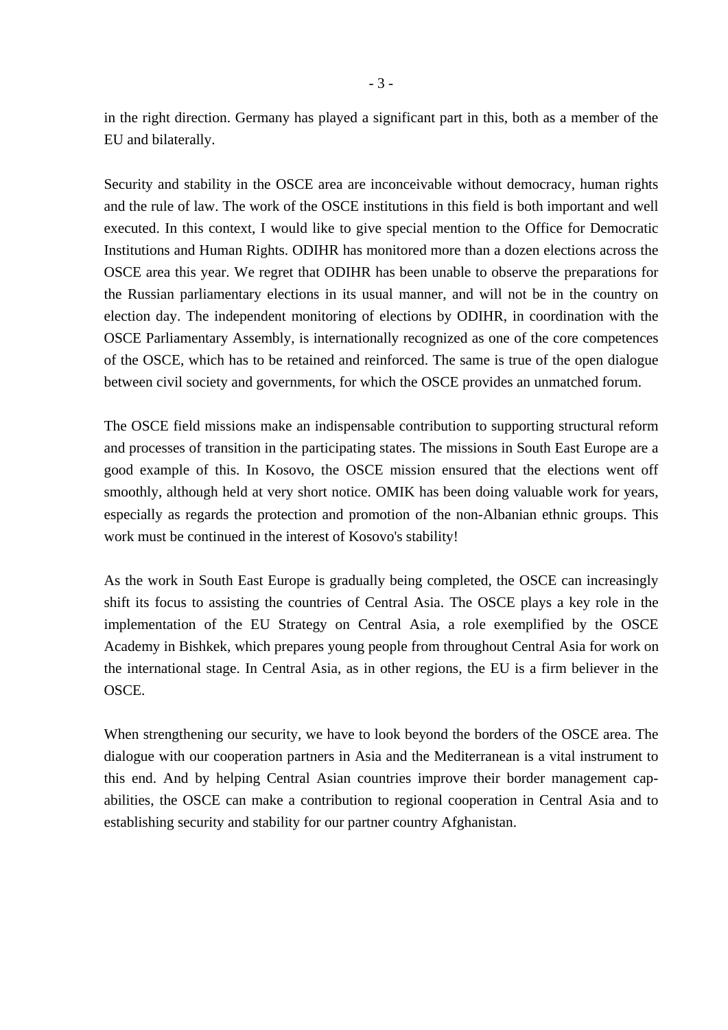in the right direction. Germany has played a significant part in this, both as a member of the EU and bilaterally.

Security and stability in the OSCE area are inconceivable without democracy, human rights and the rule of law. The work of the OSCE institutions in this field is both important and well executed. In this context, I would like to give special mention to the Office for Democratic Institutions and Human Rights. ODIHR has monitored more than a dozen elections across the OSCE area this year. We regret that ODIHR has been unable to observe the preparations for the Russian parliamentary elections in its usual manner, and will not be in the country on election day. The independent monitoring of elections by ODIHR, in coordination with the OSCE Parliamentary Assembly, is internationally recognized as one of the core competences of the OSCE, which has to be retained and reinforced. The same is true of the open dialogue between civil society and governments, for which the OSCE provides an unmatched forum.

The OSCE field missions make an indispensable contribution to supporting structural reform and processes of transition in the participating states. The missions in South East Europe are a good example of this. In Kosovo, the OSCE mission ensured that the elections went off smoothly, although held at very short notice. OMIK has been doing valuable work for years, especially as regards the protection and promotion of the non-Albanian ethnic groups. This work must be continued in the interest of Kosovo's stability!

As the work in South East Europe is gradually being completed, the OSCE can increasingly shift its focus to assisting the countries of Central Asia. The OSCE plays a key role in the implementation of the EU Strategy on Central Asia, a role exemplified by the OSCE Academy in Bishkek, which prepares young people from throughout Central Asia for work on the international stage. In Central Asia, as in other regions, the EU is a firm believer in the OSCE.

When strengthening our security, we have to look beyond the borders of the OSCE area. The dialogue with our cooperation partners in Asia and the Mediterranean is a vital instrument to this end. And by helping Central Asian countries improve their border management capabilities, the OSCE can make a contribution to regional cooperation in Central Asia and to establishing security and stability for our partner country Afghanistan.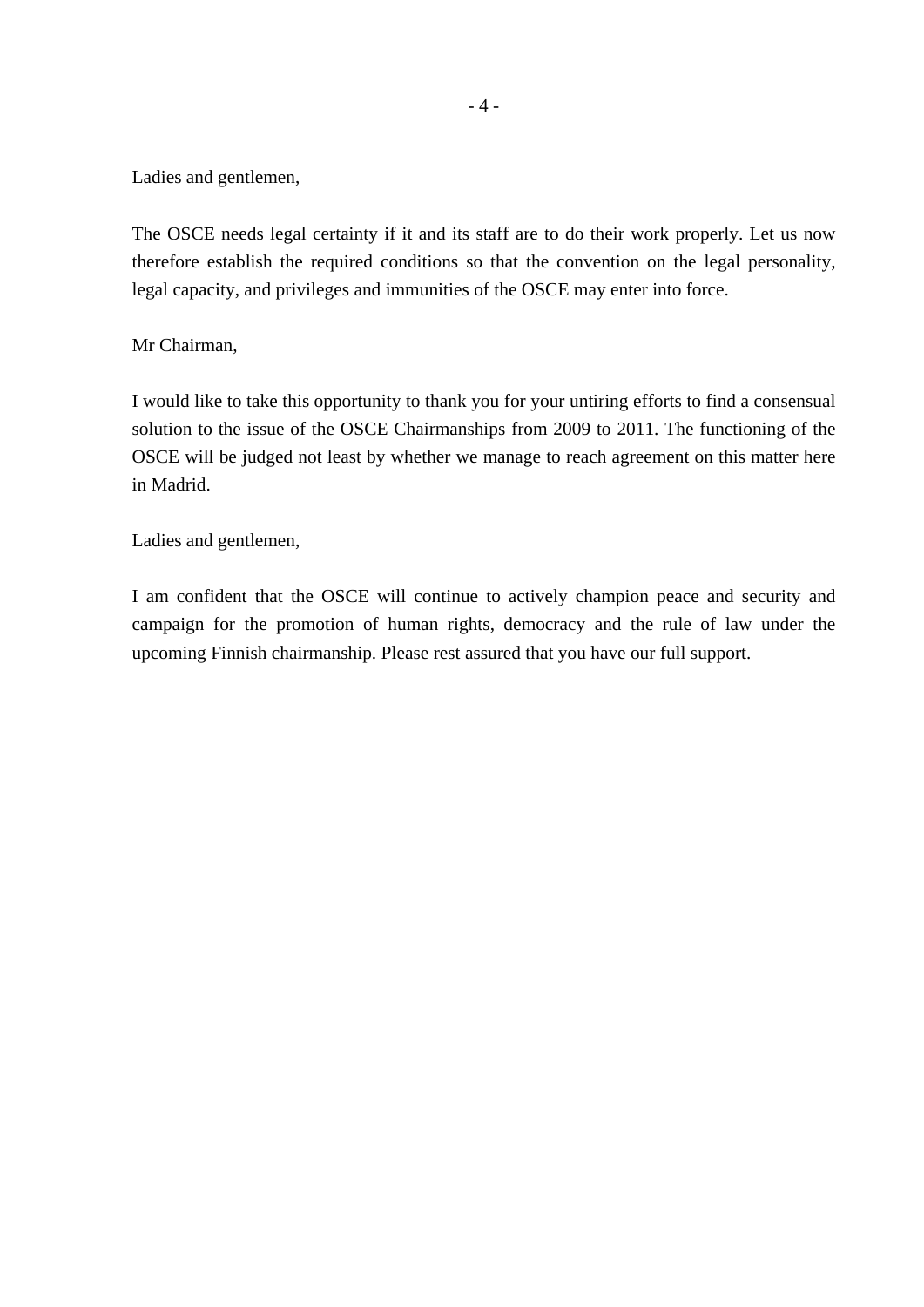Ladies and gentlemen,

The OSCE needs legal certainty if it and its staff are to do their work properly. Let us now therefore establish the required conditions so that the convention on the legal personality, legal capacity, and privileges and immunities of the OSCE may enter into force.

Mr Chairman,

I would like to take this opportunity to thank you for your untiring efforts to find a consensual solution to the issue of the OSCE Chairmanships from 2009 to 2011. The functioning of the OSCE will be judged not least by whether we manage to reach agreement on this matter here in Madrid.

Ladies and gentlemen,

I am confident that the OSCE will continue to actively champion peace and security and campaign for the promotion of human rights, democracy and the rule of law under the upcoming Finnish chairmanship. Please rest assured that you have our full support.